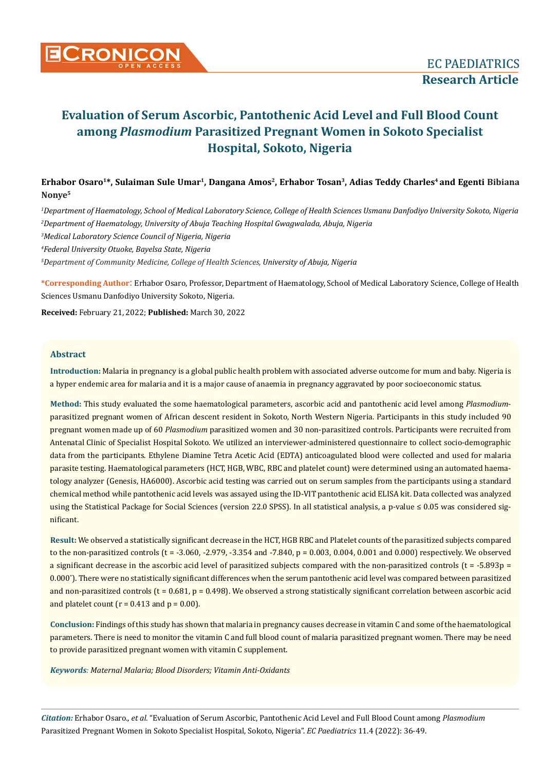# Evaluation of Serum Ascorbic, Pantothenic Acid Level and Full Blood Count among *Plasmodium* Parasitized Pregnant Women in Sokoto Specialist Hospital, Sokoto, Nigeria

**EC PAEDIATRICS**
**Research Article**

**Erhabor Osaro[1]\*, Sulaiman Sule Umar[1], Dangana Amos[2], Erhabor Tosan[3], Adias Teddy Charles[4] and Egenti Bibiana Nonye[5]**

[1]*Department of Haematology, School of Medical Laboratory Science, College of Health Sciences Usmanu Danfodiyo University Sokoto, Nigeria*

[2]*Department of Haematology, University of Abuja Teaching Hospital Gwagwalada, Abuja, Nigeria*

[3]*Medical Laboratory Science Council of Nigeria, Nigeria*

[4]*Federal University Otuoke, Bayelsa State, Nigeria*

[5]*Department of Community Medicine, College of Health Sciences, University of Abuja, Nigeria*

**\*Corresponding Author:** Erhabor Osaro, Professor, Department of Haematology, School of Medical Laboratory Science, College of Health Sciences Usmanu Danfodiyo University Sokoto, Nigeria.

**Received:** February 21, 2022; **Published:** March 30, 2022

## Abstract

**Introduction:** Malaria in pregnancy is a global public health problem with associated adverse outcome for mum and baby. Nigeria is a hyper endemic area for malaria and it is a major cause of anaemia in pregnancy aggravated by poor socioeconomic status.

**Method:** This study evaluated the some haematological parameters, ascorbic acid and pantothenic acid level among *Plasmodium*-parasitized pregnant women of African descent resident in Sokoto, North Western Nigeria. Participants in this study included 90 pregnant women made up of 60 *Plasmodium* parasitized women and 30 non-parasitized controls. Participants were recruited from Antenatal Clinic of Specialist Hospital Sokoto. We utilized an interviewer-administered questionnaire to collect socio-demographic data from the participants. Ethylene Diamine Tetra Acetic Acid (EDTA) anticoagulated blood were collected and used for malaria parasite testing. Haematological parameters (HCT, HGB, WBC, RBC and platelet count) were determined using an automated haematology analyzer (Genesis, HA6000). Ascorbic acid testing was carried out on serum samples from the participants using a standard chemical method while pantothenic acid levels was assayed using the ID-VIT pantothenic acid ELISA kit. Data collected was analyzed using the Statistical Package for Social Sciences (version 22.0 SPSS). In all statistical analysis, a p-value ≤ 0.05 was considered significant.

**Result:** We observed a statistically significant decrease in the HCT, HGB RBC and Platelet counts of the parasitized subjects compared to the non-parasitized controls (t = -3.060, -2.979, -3.354 and -7.840, p = 0.003, 0.004, 0.001 and 0.000) respectively. We observed a significant decrease in the ascorbic acid level of parasitized subjects compared with the non-parasitized controls (t = -5.893p = 0.000\*). There were no statistically significant differences when the serum pantothenic acid level was compared between parasitized and non-parasitized controls (t = 0.681, p = 0.498). We observed a strong statistically significant correlation between ascorbic acid and platelet count (r = 0.413 and p = 0.00).

**Conclusion:** Findings of this study has shown that malaria in pregnancy causes decrease in vitamin C and some of the haematological parameters. There is need to monitor the vitamin C and full blood count of malaria parasitized pregnant women. There may be need to provide parasitized pregnant women with vitamin C supplement.

***Keywords****: Maternal Malaria; Blood Disorders; Vitamin Anti-Oxidants*

*Citation:* Erhabor Osaro*., et al.* "Evaluation of Serum Ascorbic, Pantothenic Acid Level and Full Blood Count among *Plasmodium* Parasitized Pregnant Women in Sokoto Specialist Hospital, Sokoto, Nigeria". *EC Paediatrics* 11.4 (2022): 36-49.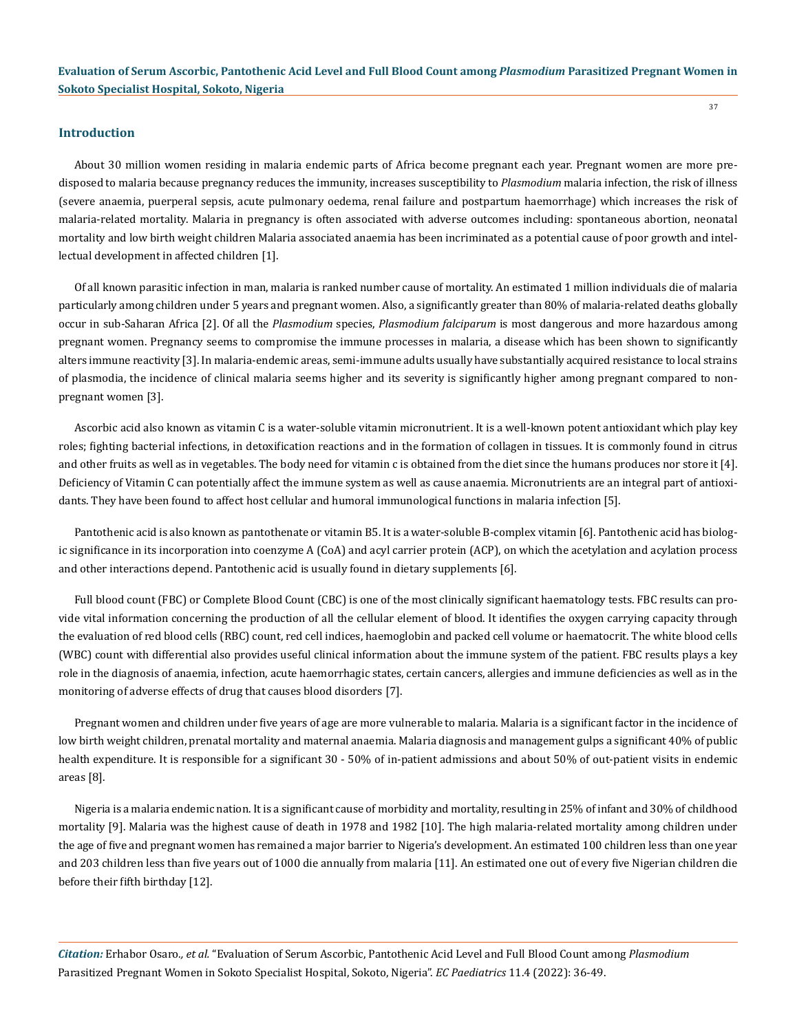## Introduction

About 30 million women residing in malaria endemic parts of Africa become pregnant each year. Pregnant women are more predisposed to malaria because pregnancy reduces the immunity, increases susceptibility to *Plasmodium* malaria infection, the risk of illness (severe anaemia, puerperal sepsis, acute pulmonary oedema, renal failure and postpartum haemorrhage) which increases the risk of malaria-related mortality. Malaria in pregnancy is often associated with adverse outcomes including: spontaneous abortion, neonatal mortality and low birth weight children Malaria associated anaemia has been incriminated as a potential cause of poor growth and intellectual development in affected children [1].

Of all known parasitic infection in man, malaria is ranked number cause of mortality. An estimated 1 million individuals die of malaria particularly among children under 5 years and pregnant women. Also, a significantly greater than 80% of malaria-related deaths globally occur in sub-Saharan Africa [2]. Of all the *Plasmodium* species, *Plasmodium falciparum* is most dangerous and more hazardous among pregnant women. Pregnancy seems to compromise the immune processes in malaria, a disease which has been shown to significantly alters immune reactivity [3]. In malaria-endemic areas, semi-immune adults usually have substantially acquired resistance to local strains of plasmodia, the incidence of clinical malaria seems higher and its severity is significantly higher among pregnant compared to non-pregnant women [3].

Ascorbic acid also known as vitamin C is a water-soluble vitamin micronutrient. It is a well-known potent antioxidant which play key roles; fighting bacterial infections, in detoxification reactions and in the formation of collagen in tissues. It is commonly found in citrus and other fruits as well as in vegetables. The body need for vitamin c is obtained from the diet since the humans produces nor store it [4]. Deficiency of Vitamin C can potentially affect the immune system as well as cause anaemia. Micronutrients are an integral part of antioxidants. They have been found to affect host cellular and humoral immunological functions in malaria infection [5].

Pantothenic acid is also known as pantothenate or vitamin B5. It is a water-soluble B-complex vitamin [6]. Pantothenic acid has biologic significance in its incorporation into coenzyme A (CoA) and acyl carrier protein (ACP), on which the acetylation and acylation process and other interactions depend. Pantothenic acid is usually found in dietary supplements [6].

Full blood count (FBC) or Complete Blood Count (CBC) is one of the most clinically significant haematology tests. FBC results can provide vital information concerning the production of all the cellular element of blood. It identifies the oxygen carrying capacity through the evaluation of red blood cells (RBC) count, red cell indices, haemoglobin and packed cell volume or haematocrit. The white blood cells (WBC) count with differential also provides useful clinical information about the immune system of the patient. FBC results plays a key role in the diagnosis of anaemia, infection, acute haemorrhagic states, certain cancers, allergies and immune deficiencies as well as in the monitoring of adverse effects of drug that causes blood disorders [7].

Pregnant women and children under five years of age are more vulnerable to malaria. Malaria is a significant factor in the incidence of low birth weight children, prenatal mortality and maternal anaemia. Malaria diagnosis and management gulps a significant 40% of public health expenditure. It is responsible for a significant 30 - 50% of in-patient admissions and about 50% of out-patient visits in endemic areas [8].

Nigeria is a malaria endemic nation. It is a significant cause of morbidity and mortality, resulting in 25% of infant and 30% of childhood mortality [9]. Malaria was the highest cause of death in 1978 and 1982 [10]. The high malaria-related mortality among children under the age of five and pregnant women has remained a major barrier to Nigeria's development. An estimated 100 children less than one year and 203 children less than five years out of 1000 die annually from malaria [11]. An estimated one out of every five Nigerian children die before their fifth birthday [12].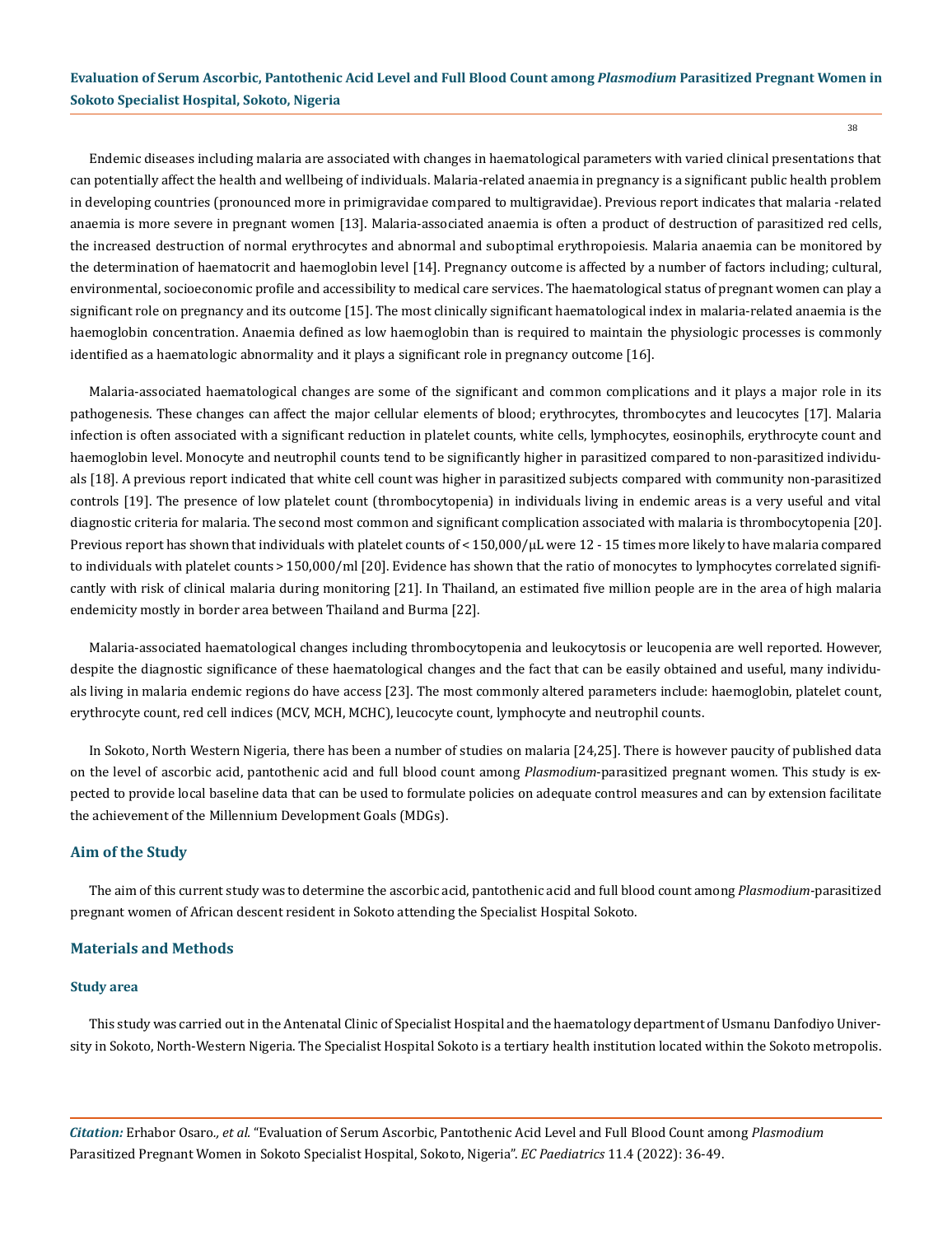Endemic diseases including malaria are associated with changes in haematological parameters with varied clinical presentations that can potentially affect the health and wellbeing of individuals. Malaria-related anaemia in pregnancy is a significant public health problem in developing countries (pronounced more in primigravidae compared to multigravidae). Previous report indicates that malaria -related anaemia is more severe in pregnant women [13]. Malaria-associated anaemia is often a product of destruction of parasitized red cells, the increased destruction of normal erythrocytes and abnormal and suboptimal erythropoiesis. Malaria anaemia can be monitored by the determination of haematocrit and haemoglobin level [14]. Pregnancy outcome is affected by a number of factors including; cultural, environmental, socioeconomic profile and accessibility to medical care services. The haematological status of pregnant women can play a significant role on pregnancy and its outcome [15]. The most clinically significant haematological index in malaria-related anaemia is the haemoglobin concentration. Anaemia defined as low haemoglobin than is required to maintain the physiologic processes is commonly identified as a haematologic abnormality and it plays a significant role in pregnancy outcome [16].

Malaria-associated haematological changes are some of the significant and common complications and it plays a major role in its pathogenesis. These changes can affect the major cellular elements of blood; erythrocytes, thrombocytes and leucocytes [17]. Malaria infection is often associated with a significant reduction in platelet counts, white cells, lymphocytes, eosinophils, erythrocyte count and haemoglobin level. Monocyte and neutrophil counts tend to be significantly higher in parasitized compared to non-parasitized individuals [18]. A previous report indicated that white cell count was higher in parasitized subjects compared with community non-parasitized controls [19]. The presence of low platelet count (thrombocytopenia) in individuals living in endemic areas is a very useful and vital diagnostic criteria for malaria. The second most common and significant complication associated with malaria is thrombocytopenia [20]. Previous report has shown that individuals with platelet counts of < 150,000/μL were 12 - 15 times more likely to have malaria compared to individuals with platelet counts > 150,000/ml [20]. Evidence has shown that the ratio of monocytes to lymphocytes correlated significantly with risk of clinical malaria during monitoring [21]. In Thailand, an estimated five million people are in the area of high malaria endemicity mostly in border area between Thailand and Burma [22].

Malaria-associated haematological changes including thrombocytopenia and leukocytosis or leucopenia are well reported. However, despite the diagnostic significance of these haematological changes and the fact that can be easily obtained and useful, many individuals living in malaria endemic regions do have access [23]. The most commonly altered parameters include: haemoglobin, platelet count, erythrocyte count, red cell indices (MCV, MCH, MCHC), leucocyte count, lymphocyte and neutrophil counts.

In Sokoto, North Western Nigeria, there has been a number of studies on malaria [24,25]. There is however paucity of published data on the level of ascorbic acid, pantothenic acid and full blood count among *Plasmodium*-parasitized pregnant women. This study is expected to provide local baseline data that can be used to formulate policies on adequate control measures and can by extension facilitate the achievement of the Millennium Development Goals (MDGs).

## Aim of the Study

The aim of this current study was to determine the ascorbic acid, pantothenic acid and full blood count among *Plasmodium*-parasitized pregnant women of African descent resident in Sokoto attending the Specialist Hospital Sokoto.

## Materials and Methods

### Study area

This study was carried out in the Antenatal Clinic of Specialist Hospital and the haematology department of Usmanu Danfodiyo University in Sokoto, North-Western Nigeria. The Specialist Hospital Sokoto is a tertiary health institution located within the Sokoto metropolis.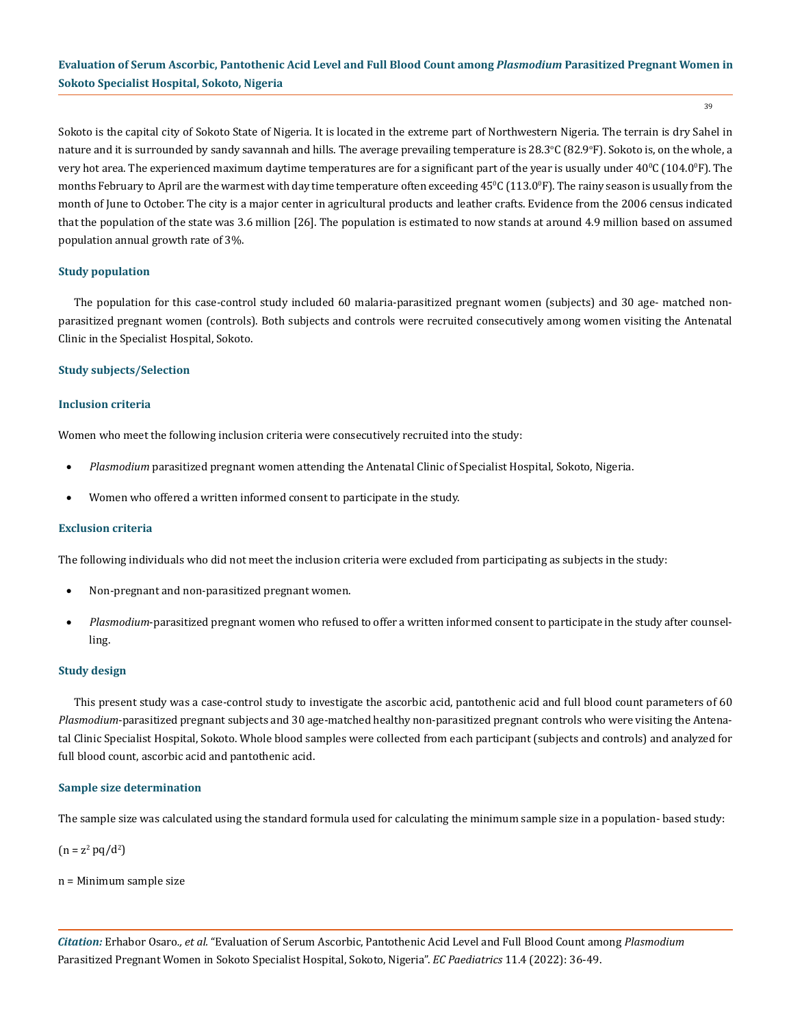Sokoto is the capital city of Sokoto State of Nigeria. It is located in the extreme part of Northwestern Nigeria. The terrain is dry Sahel in nature and it is surrounded by sandy savannah and hills. The average prevailing temperature is 28.3°C (82.9°F). Sokoto is, on the whole, a very hot area. The experienced maximum daytime temperatures are for a significant part of the year is usually under 40$^0$C (104.0$^0$F). The months February to April are the warmest with day time temperature often exceeding 45$^0$C (113.0$^0$F). The rainy season is usually from the month of June to October. The city is a major center in agricultural products and leather crafts. Evidence from the 2006 census indicated that the population of the state was 3.6 million [26]. The population is estimated to now stands at around 4.9 million based on assumed population annual growth rate of 3%.

### Study population

The population for this case-control study included 60 malaria-parasitized pregnant women (subjects) and 30 age- matched non-parasitized pregnant women (controls). Both subjects and controls were recruited consecutively among women visiting the Antenatal Clinic in the Specialist Hospital, Sokoto.

### Study subjects/Selection

### Inclusion criteria

Women who meet the following inclusion criteria were consecutively recruited into the study:

- *Plasmodium* parasitized pregnant women attending the Antenatal Clinic of Specialist Hospital, Sokoto, Nigeria.
- Women who offered a written informed consent to participate in the study.

### Exclusion criteria

The following individuals who did not meet the inclusion criteria were excluded from participating as subjects in the study:

- Non-pregnant and non-parasitized pregnant women.
- *Plasmodium*-parasitized pregnant women who refused to offer a written informed consent to participate in the study after counselling.

### Study design

This present study was a case-control study to investigate the ascorbic acid, pantothenic acid and full blood count parameters of 60 *Plasmodium*-parasitized pregnant subjects and 30 age-matched healthy non-parasitized pregnant controls who were visiting the Antenatal Clinic Specialist Hospital, Sokoto. Whole blood samples were collected from each participant (subjects and controls) and analyzed for full blood count, ascorbic acid and pantothenic acid.

### Sample size determination

The sample size was calculated using the standard formula used for calculating the minimum sample size in a population- based study:

$(n = z^2 pq/d^2)$

n = Minimum sample size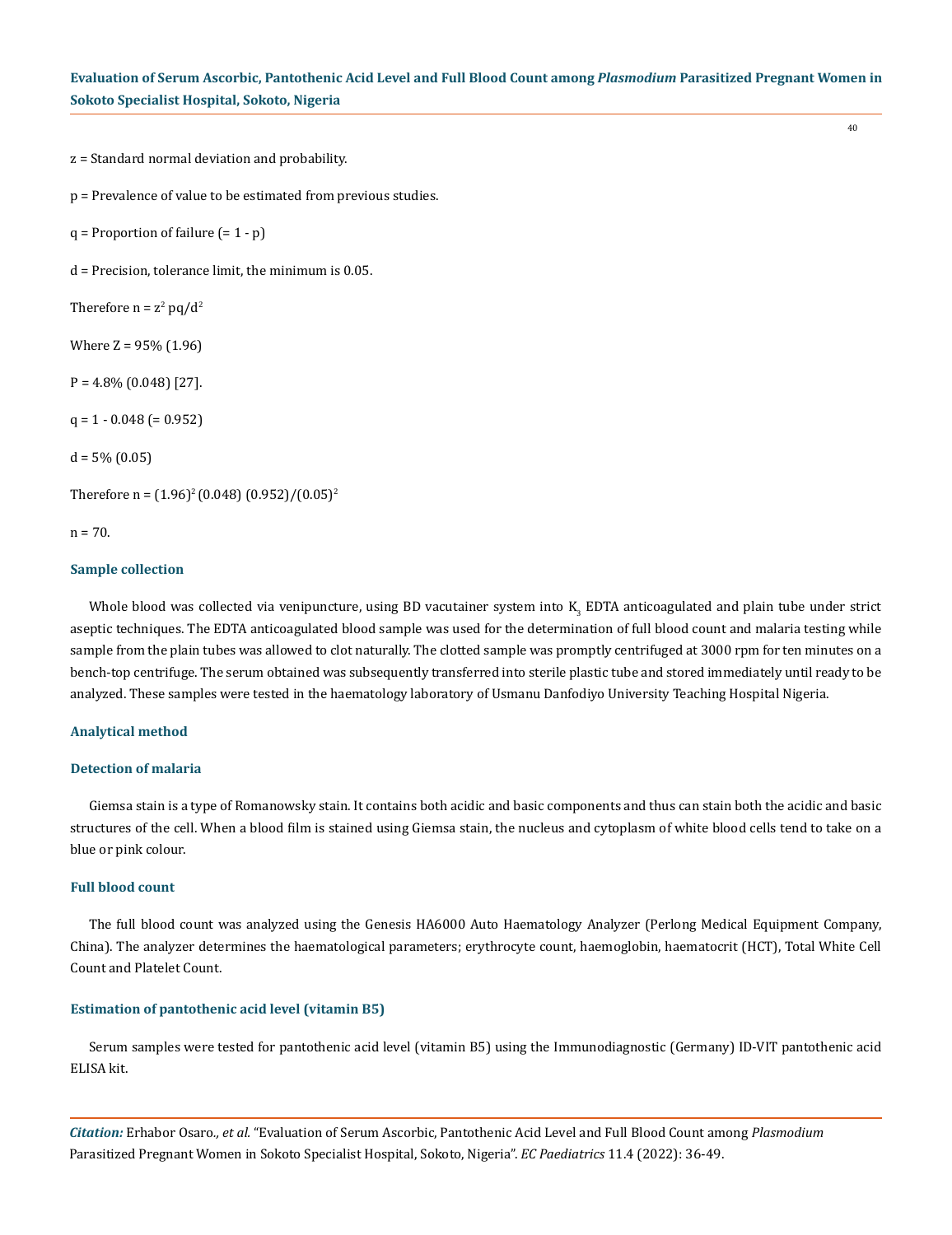z = Standard normal deviation and probability.

p = Prevalence of value to be estimated from previous studies.

q = Proportion of failure (= 1 - p)

d = Precision, tolerance limit, the minimum is 0.05.

Therefore $n = z^2 pq/d^2$

Where Z = 95% (1.96)

P = 4.8% (0.048) [27].

q = 1 - 0.048 (= 0.952)

d = 5% (0.05)

Therefore $n = (1.96)^2 (0.048) (0.952)/(0.05)^2$

n = 70.

### Sample collection

Whole blood was collected via venipuncture, using BD vacutainer system into $K_3$ EDTA anticoagulated and plain tube under strict aseptic techniques. The EDTA anticoagulated blood sample was used for the determination of full blood count and malaria testing while sample from the plain tubes was allowed to clot naturally. The clotted sample was promptly centrifuged at 3000 rpm for ten minutes on a bench-top centrifuge. The serum obtained was subsequently transferred into sterile plastic tube and stored immediately until ready to be analyzed. These samples were tested in the haematology laboratory of Usmanu Danfodiyo University Teaching Hospital Nigeria.

### Analytical method

### Detection of malaria

Giemsa stain is a type of Romanowsky stain. It contains both acidic and basic components and thus can stain both the acidic and basic structures of the cell. When a blood film is stained using Giemsa stain, the nucleus and cytoplasm of white blood cells tend to take on a blue or pink colour.

### Full blood count

The full blood count was analyzed using the Genesis HA6000 Auto Haematology Analyzer (Perlong Medical Equipment Company, China). The analyzer determines the haematological parameters; erythrocyte count, haemoglobin, haematocrit (HCT), Total White Cell Count and Platelet Count.

### Estimation of pantothenic acid level (vitamin B5)

Serum samples were tested for pantothenic acid level (vitamin B5) using the Immunodiagnostic (Germany) ID-VIT pantothenic acid ELISA kit.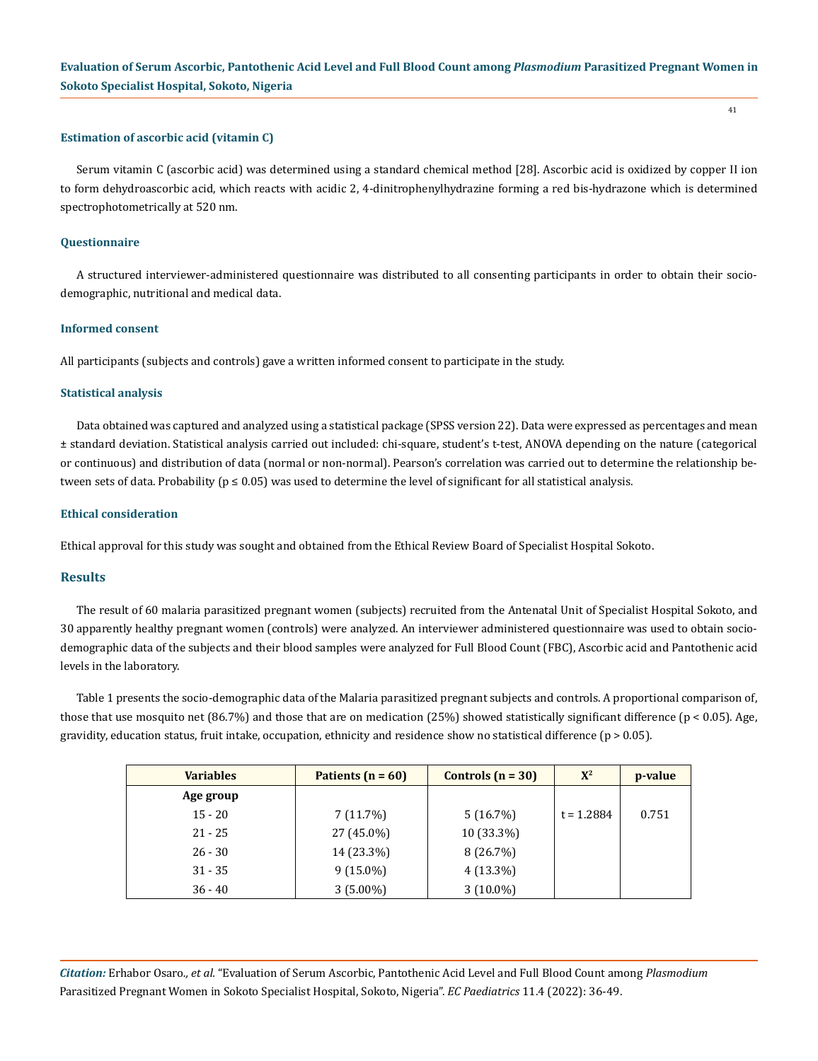### Estimation of ascorbic acid (vitamin C)

Serum vitamin C (ascorbic acid) was determined using a standard chemical method [28]. Ascorbic acid is oxidized by copper II ion to form dehydroascorbic acid, which reacts with acidic 2, 4-dinitrophenylhydrazine forming a red bis-hydrazone which is determined spectrophotometrically at 520 nm.

### Questionnaire

A structured interviewer-administered questionnaire was distributed to all consenting participants in order to obtain their socio-demographic, nutritional and medical data.

### Informed consent

All participants (subjects and controls) gave a written informed consent to participate in the study.

### Statistical analysis

Data obtained was captured and analyzed using a statistical package (SPSS version 22). Data were expressed as percentages and mean ± standard deviation. Statistical analysis carried out included: chi-square, student's t-test, ANOVA depending on the nature (categorical or continuous) and distribution of data (normal or non-normal). Pearson's correlation was carried out to determine the relationship between sets of data. Probability ($p \leq 0.05$) was used to determine the level of significant for all statistical analysis.

### Ethical consideration

Ethical approval for this study was sought and obtained from the Ethical Review Board of Specialist Hospital Sokoto.

## Results

The result of 60 malaria parasitized pregnant women (subjects) recruited from the Antenatal Unit of Specialist Hospital Sokoto, and 30 apparently healthy pregnant women (controls) were analyzed. An interviewer administered questionnaire was used to obtain socio-demographic data of the subjects and their blood samples were analyzed for Full Blood Count (FBC), Ascorbic acid and Pantothenic acid levels in the laboratory.

Table 1 presents the socio-demographic data of the Malaria parasitized pregnant subjects and controls. A proportional comparison of, those that use mosquito net (86.7%) and those that are on medication (25%) showed statistically significant difference ($p < 0.05$). Age, gravidity, education status, fruit intake, occupation, ethnicity and residence show no statistical difference ($p > 0.05$).

| Variables | Patients (n = 60) | Controls (n = 30) | $X^2$ | p-value |
|---|---|---|---|---|
| **Age group** | | | | |
| 15 - 20 | 7 (11.7%) | 5 (16.7%) | t = 1.2884 | 0.751 |
| 21 - 25 | 27 (45.0%) | 10 (33.3%) | | |
| 26 - 30 | 14 (23.3%) | 8 (26.7%) | | |
| 31 - 35 | 9 (15.0%) | 4 (13.3%) | | |
| 36 - 40 | 3 (5.00%) | 3 (10.0%) | | |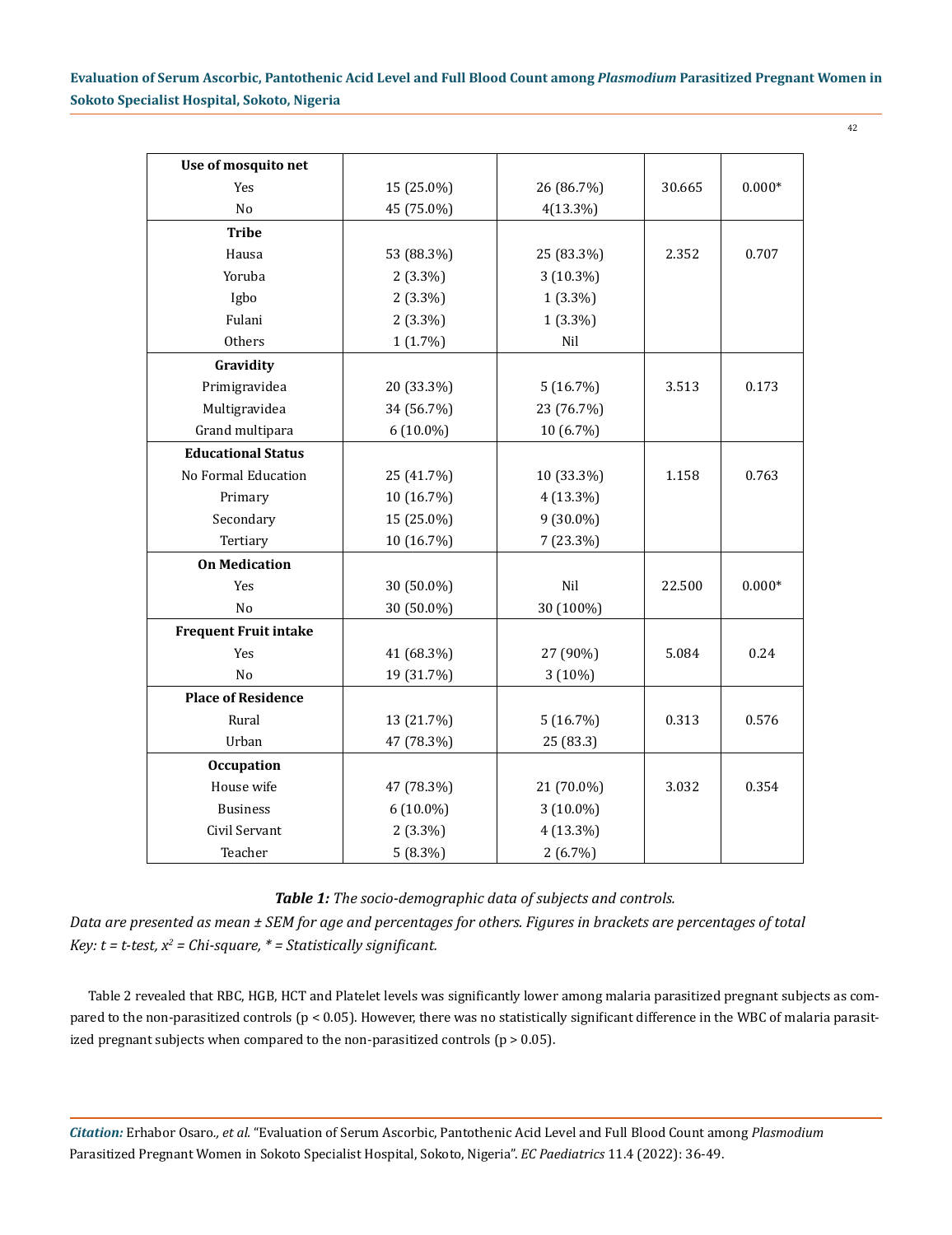| Use of mosquito net | | | | |
|---|---|---|---|---|
| Yes | 15 (25.0%) | 26 (86.7%) | 30.665 | 0.000* |
| No | 45 (75.0%) | 4(13.3%) | | |
| **Tribe** | | | | |
| Hausa | 53 (88.3%) | 25 (83.3%) | 2.352 | 0.707 |
| Yoruba | 2 (3.3%) | 3 (10.3%) | | |
| Igbo | 2 (3.3%) | 1 (3.3%) | | |
| Fulani | 2 (3.3%) | 1 (3.3%) | | |
| Others | 1 (1.7%) | Nil | | |
| **Gravidity** | | | | |
| Primigravidea | 20 (33.3%) | 5 (16.7%) | 3.513 | 0.173 |
| Multigravidea | 34 (56.7%) | 23 (76.7%) | | |
| Grand multipara | 6 (10.0%) | 10 (6.7%) | | |
| **Educational Status** | | | | |
| No Formal Education | 25 (41.7%) | 10 (33.3%) | 1.158 | 0.763 |
| Primary | 10 (16.7%) | 4 (13.3%) | | |
| Secondary | 15 (25.0%) | 9 (30.0%) | | |
| Tertiary | 10 (16.7%) | 7 (23.3%) | | |
| **On Medication** | | | | |
| Yes | 30 (50.0%) | Nil | 22.500 | 0.000* |
| No | 30 (50.0%) | 30 (100%) | | |
| **Frequent Fruit intake** | | | | |
| Yes | 41 (68.3%) | 27 (90%) | 5.084 | 0.24 |
| No | 19 (31.7%) | 3 (10%) | | |
| **Place of Residence** | | | | |
| Rural | 13 (21.7%) | 5 (16.7%) | 0.313 | 0.576 |
| Urban | 47 (78.3%) | 25 (83.3) | | |
| **Occupation** | | | | |
| House wife | 47 (78.3%) | 21 (70.0%) | 3.032 | 0.354 |
| Business | 6 (10.0%) | 3 (10.0%) | | |
| Civil Servant | 2 (3.3%) | 4 (13.3%) | | |
| Teacher | 5 (8.3%) | 2 (6.7%) | | |

***Table 1:*** *The socio-demographic data of subjects and controls.*

*Data are presented as mean ± SEM for age and percentages for others. Figures in brackets are percentages of total*

*Key: t = t-test, $x^2$ = Chi-square, * = Statistically significant.*

Table 2 revealed that RBC, HGB, HCT and Platelet levels was significantly lower among malaria parasitized pregnant subjects as compared to the non-parasitized controls ($p < 0.05$). However, there was no statistically significant difference in the WBC of malaria parasitized pregnant subjects when compared to the non-parasitized controls ($p > 0.05$).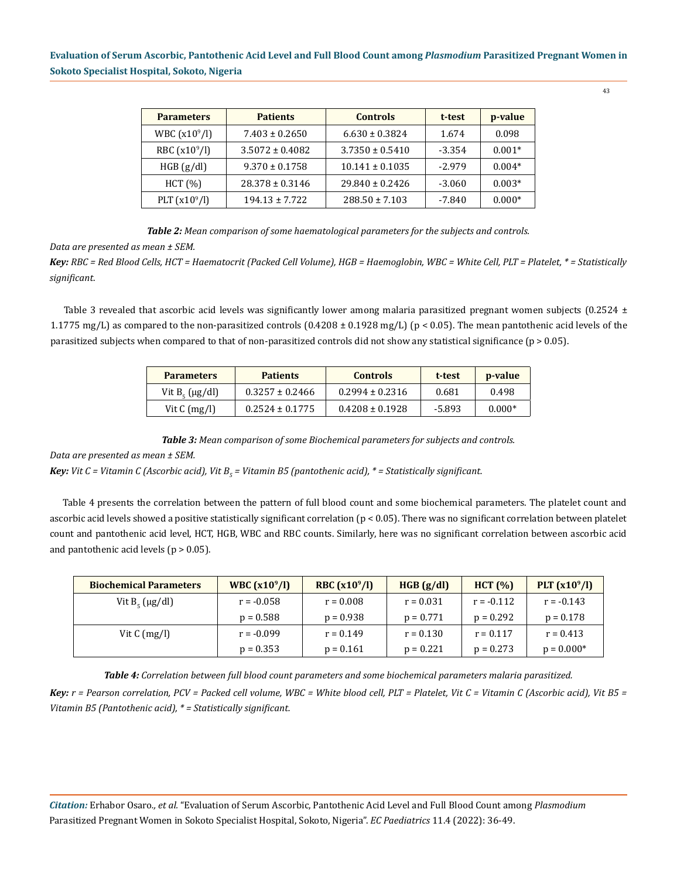| Parameters | Patients | Controls | t-test | p-value |
|---|---|---|---|---|
| WBC ($x10^9$/l) | 7.403 ± 0.2650 | 6.630 ± 0.3824 | 1.674 | 0.098 |
| RBC ($x10^9$/l) | 3.5072 ± 0.4082 | 3.7350 ± 0.5410 | -3.354 | 0.001* |
| HGB (g/dl) | 9.370 ± 0.1758 | 10.141 ± 0.1035 | -2.979 | 0.004* |
| HCT (%) | 28.378 ± 0.3146 | 29.840 ± 0.2426 | -3.060 | 0.003* |
| PLT ($x10^9$/l) | 194.13 ± 7.722 | 288.50 ± 7.103 | -7.840 | 0.000* |

***Table 2:*** *Mean comparison of some haematological parameters for the subjects and controls.*

*Data are presented as mean ± SEM.*

***Key:*** *RBC = Red Blood Cells, HCT = Haematocrit (Packed Cell Volume), HGB = Haemoglobin, WBC = White Cell, PLT = Platelet, * = Statistically significant.*

Table 3 revealed that ascorbic acid levels was significantly lower among malaria parasitized pregnant women subjects (0.2524 ± 1.1775 mg/L) as compared to the non-parasitized controls (0.4208 ± 0.1928 mg/L) ($p < 0.05$). The mean pantothenic acid levels of the parasitized subjects when compared to that of non-parasitized controls did not show any statistical significance ($p > 0.05$).

| Parameters | Patients | Controls | t-test | p-value |
|---|---|---|---|---|
| Vit $B_5$ (μg/dl) | 0.3257 ± 0.2466 | 0.2994 ± 0.2316 | 0.681 | 0.498 |
| Vit C (mg/l) | 0.2524 ± 0.1775 | 0.4208 ± 0.1928 | -5.893 | 0.000* |

***Table 3:*** *Mean comparison of some Biochemical parameters for subjects and controls.*

*Data are presented as mean ± SEM.*

***Key:*** *Vit C = Vitamin C (Ascorbic acid), Vit $B_5$ = Vitamin B5 (pantothenic acid), * = Statistically significant.*

Table 4 presents the correlation between the pattern of full blood count and some biochemical parameters. The platelet count and ascorbic acid levels showed a positive statistically significant correlation ($p < 0.05$). There was no significant correlation between platelet count and pantothenic acid level, HCT, HGB, WBC and RBC counts. Similarly, here was no significant correlation between ascorbic acid and pantothenic acid levels ($p > 0.05$).

| Biochemical Parameters | WBC ($x10^9$/l) | RBC ($x10^9$/l) | HGB (g/dl) | HCT (%) | PLT ($x10^9$/l) |
|---|---|---|---|---|---|
| Vit $B_5$ (μg/dl) | r = -0.058 | r = 0.008 | r = 0.031 | r = -0.112 | r = -0.143 |
| | p = 0.588 | p = 0.938 | p = 0.771 | p = 0.292 | p = 0.178 |
| Vit C (mg/l) | r = -0.099 | r = 0.149 | r = 0.130 | r = 0.117 | r = 0.413 |
| | p = 0.353 | p = 0.161 | p = 0.221 | p = 0.273 | p = 0.000* |

***Table 4:*** *Correlation between full blood count parameters and some biochemical parameters malaria parasitized.*

***Key:*** *r = Pearson correlation, PCV = Packed cell volume, WBC = White blood cell, PLT = Platelet, Vit C = Vitamin C (Ascorbic acid), Vit B5 = Vitamin B5 (Pantothenic acid), * = Statistically significant.*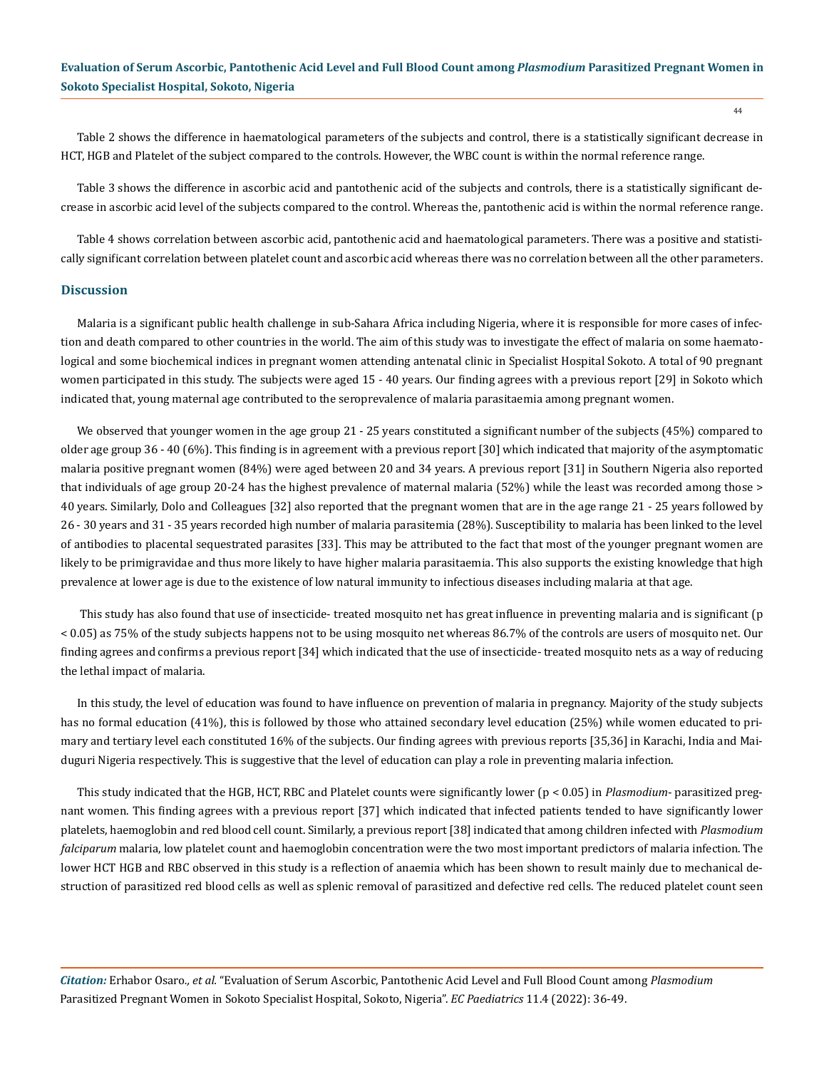Table 2 shows the difference in haematological parameters of the subjects and control, there is a statistically significant decrease in HCT, HGB and Platelet of the subject compared to the controls. However, the WBC count is within the normal reference range.

Table 3 shows the difference in ascorbic acid and pantothenic acid of the subjects and controls, there is a statistically significant decrease in ascorbic acid level of the subjects compared to the control. Whereas the, pantothenic acid is within the normal reference range.

Table 4 shows correlation between ascorbic acid, pantothenic acid and haematological parameters. There was a positive and statistically significant correlation between platelet count and ascorbic acid whereas there was no correlation between all the other parameters.

## Discussion

Malaria is a significant public health challenge in sub-Sahara Africa including Nigeria, where it is responsible for more cases of infection and death compared to other countries in the world. The aim of this study was to investigate the effect of malaria on some haematological and some biochemical indices in pregnant women attending antenatal clinic in Specialist Hospital Sokoto. A total of 90 pregnant women participated in this study. The subjects were aged 15 - 40 years. Our finding agrees with a previous report [29] in Sokoto which indicated that, young maternal age contributed to the seroprevalence of malaria parasitaemia among pregnant women.

We observed that younger women in the age group 21 - 25 years constituted a significant number of the subjects (45%) compared to older age group 36 - 40 (6%). This finding is in agreement with a previous report [30] which indicated that majority of the asymptomatic malaria positive pregnant women (84%) were aged between 20 and 34 years. A previous report [31] in Southern Nigeria also reported that individuals of age group 20-24 has the highest prevalence of maternal malaria (52%) while the least was recorded among those > 40 years. Similarly, Dolo and Colleagues [32] also reported that the pregnant women that are in the age range 21 - 25 years followed by 26 - 30 years and 31 - 35 years recorded high number of malaria parasitemia (28%). Susceptibility to malaria has been linked to the level of antibodies to placental sequestrated parasites [33]. This may be attributed to the fact that most of the younger pregnant women are likely to be primigravidae and thus more likely to have higher malaria parasitaemia. This also supports the existing knowledge that high prevalence at lower age is due to the existence of low natural immunity to infectious diseases including malaria at that age.

This study has also found that use of insecticide- treated mosquito net has great influence in preventing malaria and is significant ($p < 0.05$) as 75% of the study subjects happens not to be using mosquito net whereas 86.7% of the controls are users of mosquito net. Our finding agrees and confirms a previous report [34] which indicated that the use of insecticide- treated mosquito nets as a way of reducing the lethal impact of malaria.

In this study, the level of education was found to have influence on prevention of malaria in pregnancy. Majority of the study subjects has no formal education (41%), this is followed by those who attained secondary level education (25%) while women educated to primary and tertiary level each constituted 16% of the subjects. Our finding agrees with previous reports [35,36] in Karachi, India and Maiduguri Nigeria respectively. This is suggestive that the level of education can play a role in preventing malaria infection.

This study indicated that the HGB, HCT, RBC and Platelet counts were significantly lower ($p < 0.05$) in *Plasmodium*- parasitized pregnant women. This finding agrees with a previous report [37] which indicated that infected patients tended to have significantly lower platelets, haemoglobin and red blood cell count. Similarly, a previous report [38] indicated that among children infected with *Plasmodium falciparum* malaria, low platelet count and haemoglobin concentration were the two most important predictors of malaria infection. The lower HCT HGB and RBC observed in this study is a reflection of anaemia which has been shown to result mainly due to mechanical destruction of parasitized red blood cells as well as splenic removal of parasitized and defective red cells. The reduced platelet count seen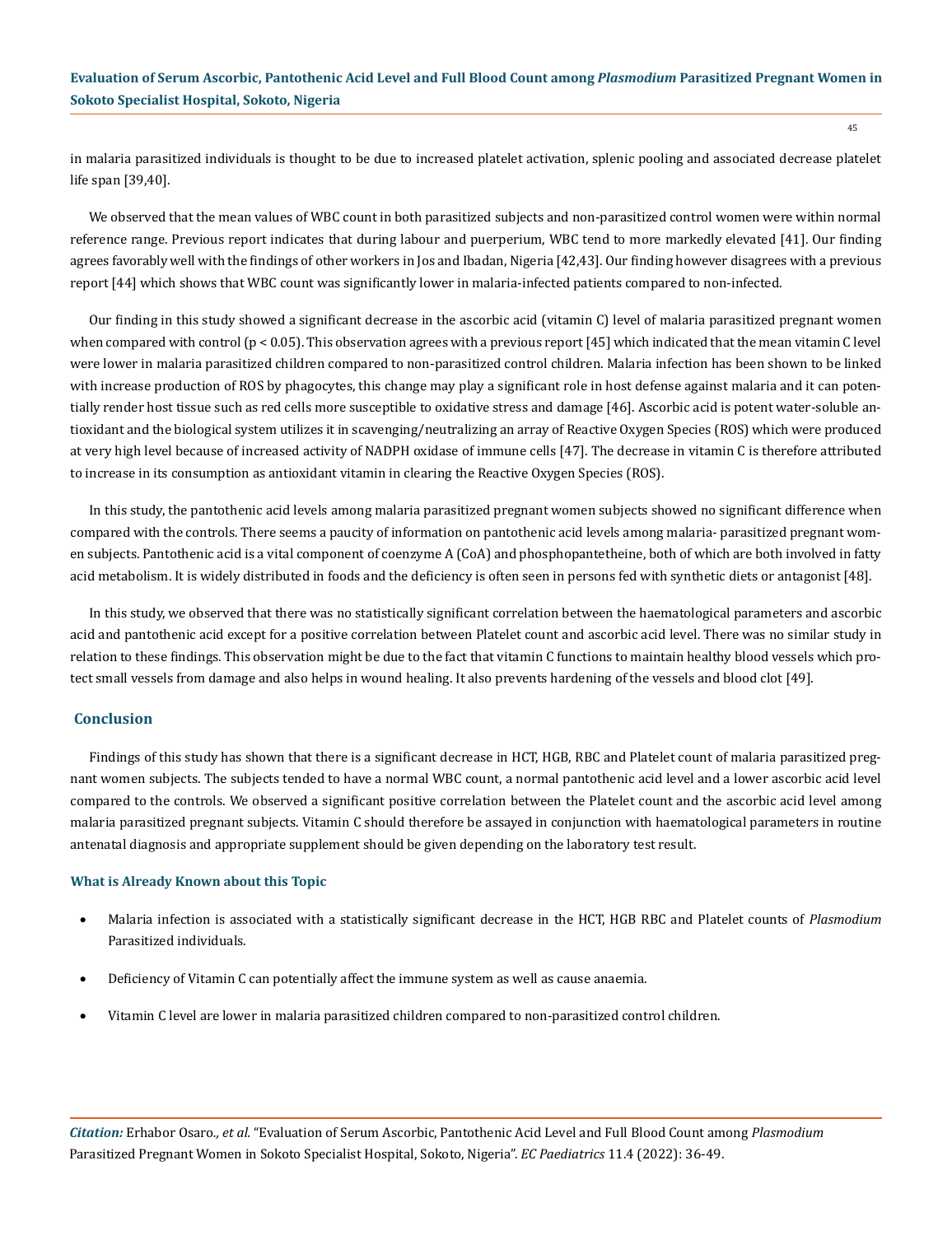in malaria parasitized individuals is thought to be due to increased platelet activation, splenic pooling and associated decrease platelet life span [39,40].

We observed that the mean values of WBC count in both parasitized subjects and non-parasitized control women were within normal reference range. Previous report indicates that during labour and puerperium, WBC tend to more markedly elevated [41]. Our finding agrees favorably well with the findings of other workers in Jos and Ibadan, Nigeria [42,43]. Our finding however disagrees with a previous report [44] which shows that WBC count was significantly lower in malaria-infected patients compared to non-infected.

Our finding in this study showed a significant decrease in the ascorbic acid (vitamin C) level of malaria parasitized pregnant women when compared with control ($p < 0.05$). This observation agrees with a previous report [45] which indicated that the mean vitamin C level were lower in malaria parasitized children compared to non-parasitized control children. Malaria infection has been shown to be linked with increase production of ROS by phagocytes, this change may play a significant role in host defense against malaria and it can potentially render host tissue such as red cells more susceptible to oxidative stress and damage [46]. Ascorbic acid is potent water-soluble antioxidant and the biological system utilizes it in scavenging/neutralizing an array of Reactive Oxygen Species (ROS) which were produced at very high level because of increased activity of NADPH oxidase of immune cells [47]. The decrease in vitamin C is therefore attributed to increase in its consumption as antioxidant vitamin in clearing the Reactive Oxygen Species (ROS).

In this study, the pantothenic acid levels among malaria parasitized pregnant women subjects showed no significant difference when compared with the controls. There seems a paucity of information on pantothenic acid levels among malaria- parasitized pregnant women subjects. Pantothenic acid is a vital component of coenzyme A (CoA) and phosphopantetheine, both of which are both involved in fatty acid metabolism. It is widely distributed in foods and the deficiency is often seen in persons fed with synthetic diets or antagonist [48].

In this study, we observed that there was no statistically significant correlation between the haematological parameters and ascorbic acid and pantothenic acid except for a positive correlation between Platelet count and ascorbic acid level. There was no similar study in relation to these findings. This observation might be due to the fact that vitamin C functions to maintain healthy blood vessels which protect small vessels from damage and also helps in wound healing. It also prevents hardening of the vessels and blood clot [49].

## Conclusion

Findings of this study has shown that there is a significant decrease in HCT, HGB, RBC and Platelet count of malaria parasitized pregnant women subjects. The subjects tended to have a normal WBC count, a normal pantothenic acid level and a lower ascorbic acid level compared to the controls. We observed a significant positive correlation between the Platelet count and the ascorbic acid level among malaria parasitized pregnant subjects. Vitamin C should therefore be assayed in conjunction with haematological parameters in routine antenatal diagnosis and appropriate supplement should be given depending on the laboratory test result.

### What is Already Known about this Topic

- Malaria infection is associated with a statistically significant decrease in the HCT, HGB RBC and Platelet counts of *Plasmodium* Parasitized individuals.
- Deficiency of Vitamin C can potentially affect the immune system as well as cause anaemia.
- Vitamin C level are lower in malaria parasitized children compared to non-parasitized control children.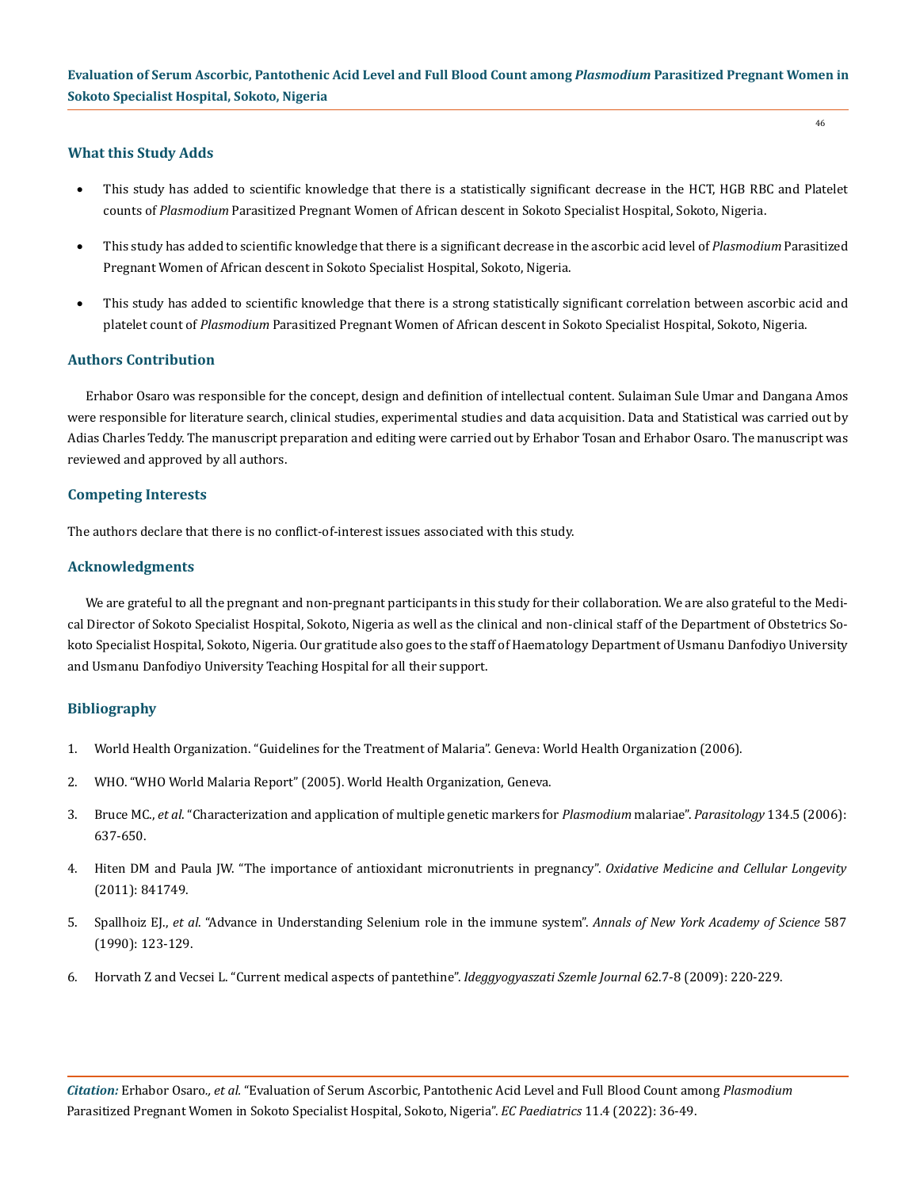### What this Study Adds

- This study has added to scientific knowledge that there is a statistically significant decrease in the HCT, HGB RBC and Platelet counts of *Plasmodium* Parasitized Pregnant Women of African descent in Sokoto Specialist Hospital, Sokoto, Nigeria.
- This study has added to scientific knowledge that there is a significant decrease in the ascorbic acid level of *Plasmodium* Parasitized Pregnant Women of African descent in Sokoto Specialist Hospital, Sokoto, Nigeria.
- This study has added to scientific knowledge that there is a strong statistically significant correlation between ascorbic acid and platelet count of *Plasmodium* Parasitized Pregnant Women of African descent in Sokoto Specialist Hospital, Sokoto, Nigeria.

### Authors Contribution

Erhabor Osaro was responsible for the concept, design and definition of intellectual content. Sulaiman Sule Umar and Dangana Amos were responsible for literature search, clinical studies, experimental studies and data acquisition. Data and Statistical was carried out by Adias Charles Teddy. The manuscript preparation and editing were carried out by Erhabor Tosan and Erhabor Osaro. The manuscript was reviewed and approved by all authors.

### Competing Interests

The authors declare that there is no conflict-of-interest issues associated with this study.

### Acknowledgments

We are grateful to all the pregnant and non-pregnant participants in this study for their collaboration. We are also grateful to the Medical Director of Sokoto Specialist Hospital, Sokoto, Nigeria as well as the clinical and non-clinical staff of the Department of Obstetrics Sokoto Specialist Hospital, Sokoto, Nigeria. Our gratitude also goes to the staff of Haematology Department of Usmanu Danfodiyo University and Usmanu Danfodiyo University Teaching Hospital for all their support.

### Bibliography

1. World Health Organization. "Guidelines for the Treatment of Malaria". Geneva: World Health Organization (2006).
2. WHO. "WHO World Malaria Report" (2005). World Health Organization, Geneva.
3. Bruce MC., *et al*. "Characterization and application of multiple genetic markers for *Plasmodium* malariae". *Parasitology* 134.5 (2006): 637-650.
4. Hiten DM and Paula JW. "The importance of antioxidant micronutrients in pregnancy". *Oxidative Medicine and Cellular Longevity* (2011): 841749.
5. Spallhoiz EJ., *et al*. "Advance in Understanding Selenium role in the immune system". *Annals of New York Academy of Science* 587 (1990): 123-129.
6. Horvath Z and Vecsei L. "Current medical aspects of pantethine". *Ideggyogyaszati Szemle Journal* 62.7-8 (2009): 220-229.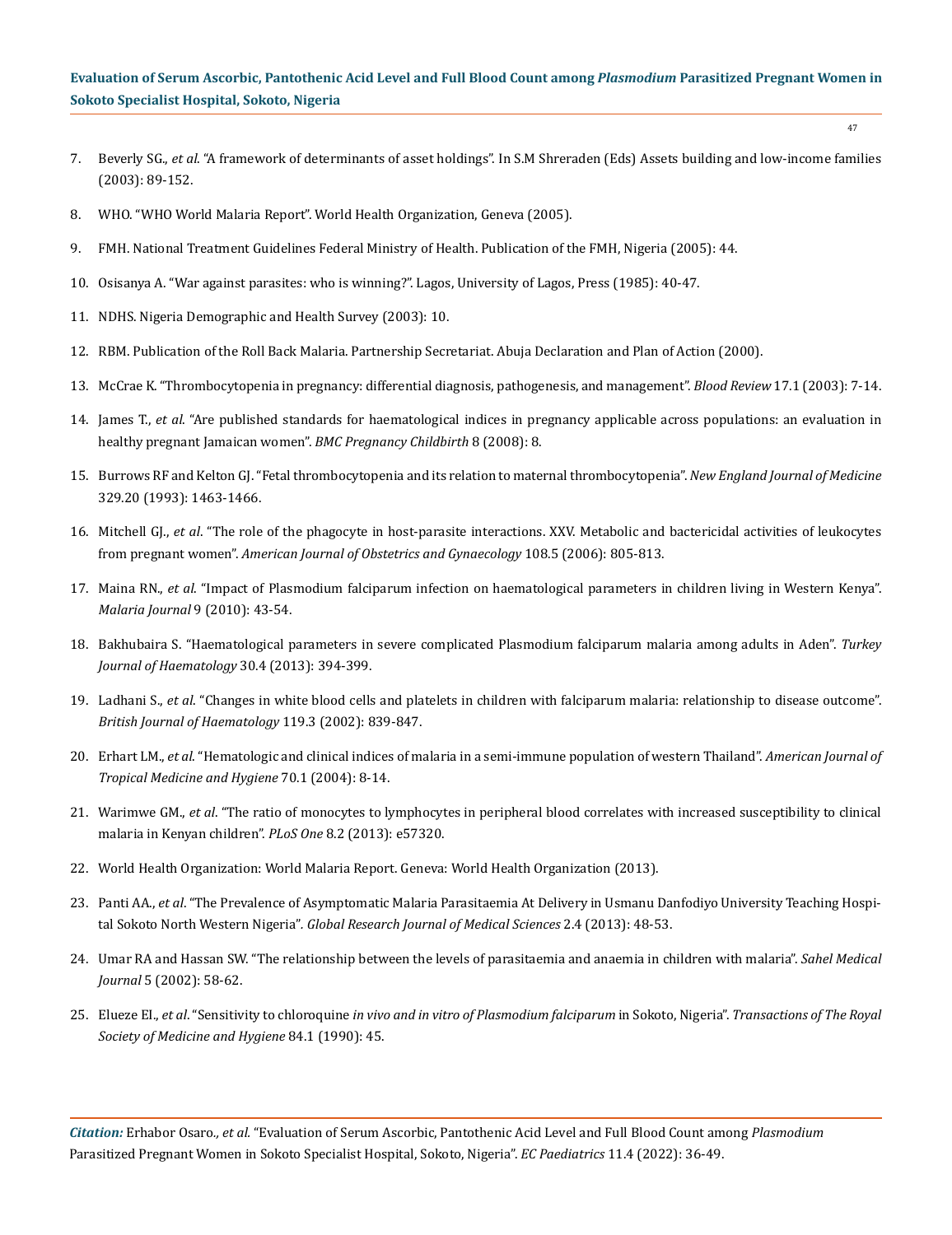7. Beverly SG., *et al*. "A framework of determinants of asset holdings". In S.M Shreraden (Eds) Assets building and low-income families (2003): 89-152.

8. WHO. "WHO World Malaria Report". World Health Organization, Geneva (2005).

9. FMH. National Treatment Guidelines Federal Ministry of Health. Publication of the FMH, Nigeria (2005): 44.

10. Osisanya A. "War against parasites: who is winning?". Lagos, University of Lagos, Press (1985): 40-47.

11. NDHS. Nigeria Demographic and Health Survey (2003): 10.

12. RBM. Publication of the Roll Back Malaria. Partnership Secretariat. Abuja Declaration and Plan of Action (2000).

13. McCrae K. "Thrombocytopenia in pregnancy: differential diagnosis, pathogenesis, and management". *Blood Review* 17.1 (2003): 7-14.

14. James T., *et al*. "Are published standards for haematological indices in pregnancy applicable across populations: an evaluation in healthy pregnant Jamaican women". *BMC Pregnancy Childbirth* 8 (2008): 8.

15. Burrows RF and Kelton GJ. "Fetal thrombocytopenia and its relation to maternal thrombocytopenia". *New England Journal of Medicine* 329.20 (1993): 1463-1466.

16. Mitchell GJ., *et al*. "The role of the phagocyte in host-parasite interactions. XXV. Metabolic and bactericidal activities of leukocytes from pregnant women". *American Journal of Obstetrics and Gynaecology* 108.5 (2006): 805-813.

17. Maina RN., *et al*. "Impact of Plasmodium falciparum infection on haematological parameters in children living in Western Kenya". *Malaria Journal* 9 (2010): 43-54.

18. Bakhubaira S. "Haematological parameters in severe complicated Plasmodium falciparum malaria among adults in Aden". *Turkey Journal of Haematology* 30.4 (2013): 394-399.

19. Ladhani S., *et al*. "Changes in white blood cells and platelets in children with falciparum malaria: relationship to disease outcome". *British Journal of Haematology* 119.3 (2002): 839-847.

20. Erhart LM., *et al*. "Hematologic and clinical indices of malaria in a semi-immune population of western Thailand". *American Journal of Tropical Medicine and Hygiene* 70.1 (2004): 8-14.

21. Warimwe GM., *et al*. "The ratio of monocytes to lymphocytes in peripheral blood correlates with increased susceptibility to clinical malaria in Kenyan children". *PLoS One* 8.2 (2013): e57320.

22. World Health Organization: World Malaria Report. Geneva: World Health Organization (2013).

23. Panti AA., *et al*. "The Prevalence of Asymptomatic Malaria Parasitaemia At Delivery in Usmanu Danfodiyo University Teaching Hospital Sokoto North Western Nigeria". *Global Research Journal of Medical Sciences* 2.4 (2013): 48-53.

24. Umar RA and Hassan SW. "The relationship between the levels of parasitaemia and anaemia in children with malaria". *Sahel Medical Journal* 5 (2002): 58-62.

25. Elueze EI., *et al*. "Sensitivity to chloroquine *in vivo and in vitro of Plasmodium falciparum* in Sokoto, Nigeria". *Transactions of The Royal Society of Medicine and Hygiene* 84.1 (1990): 45.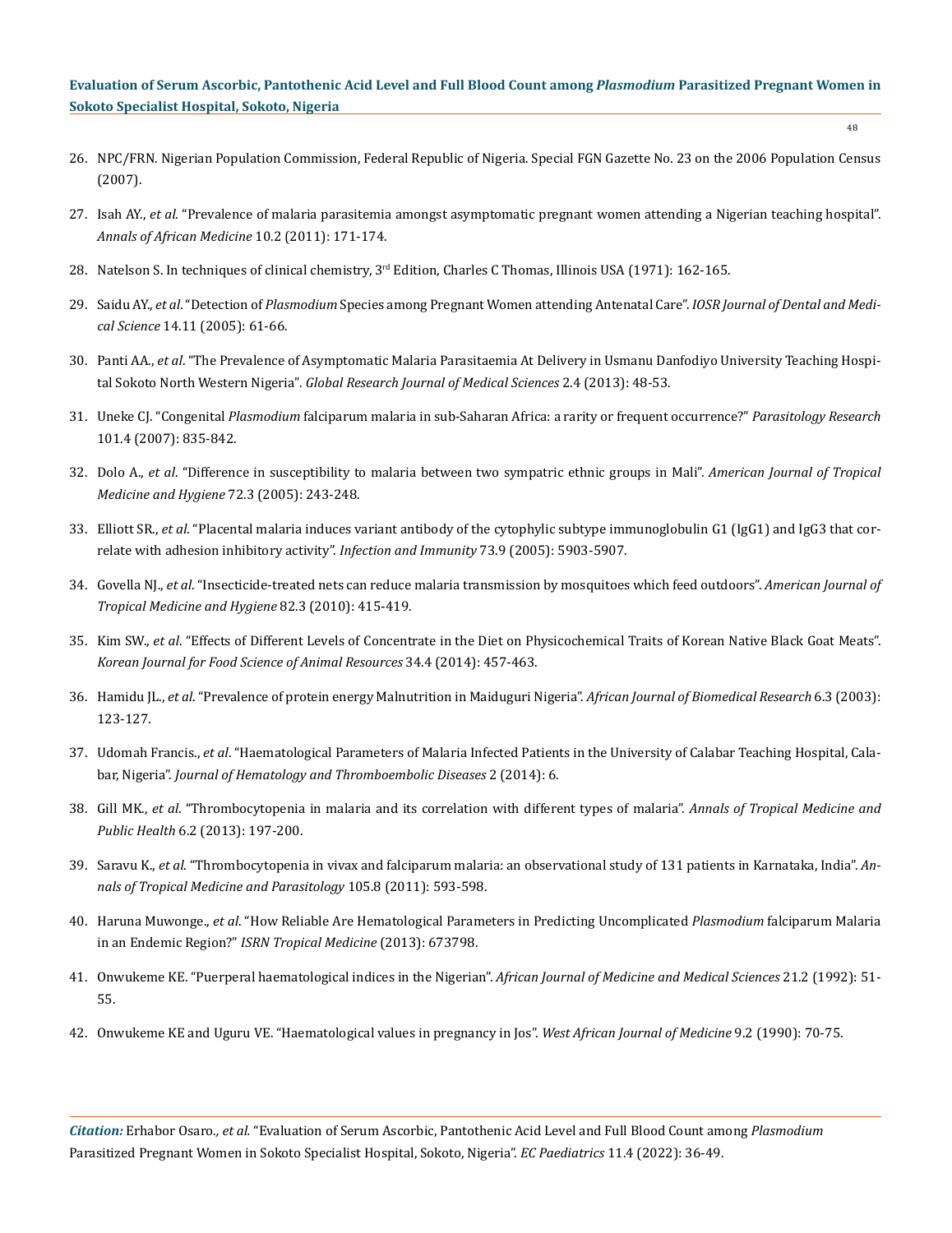26. NPC/FRN. Nigerian Population Commission, Federal Republic of Nigeria. Special FGN Gazette No. 23 on the 2006 Population Census (2007).

27. Isah AY., *et al*. "Prevalence of malaria parasitemia amongst asymptomatic pregnant women attending a Nigerian teaching hospital". *Annals of African Medicine* 10.2 (2011): 171-174.

28. Natelson S. In techniques of clinical chemistry, 3rd Edition, Charles C Thomas, Illinois USA (1971): 162-165.

29. Saidu AY., *et al*. "Detection of *Plasmodium* Species among Pregnant Women attending Antenatal Care". *IOSR Journal of Dental and Medical Science* 14.11 (2005): 61-66.

30. Panti AA., *et al*. "The Prevalence of Asymptomatic Malaria Parasitaemia At Delivery in Usmanu Danfodiyo University Teaching Hospital Sokoto North Western Nigeria". *Global Research Journal of Medical Sciences* 2.4 (2013): 48-53.

31. Uneke CJ. "Congenital *Plasmodium* falciparum malaria in sub-Saharan Africa: a rarity or frequent occurrence?" *Parasitology Research* 101.4 (2007): 835-842.

32. Dolo A., *et al*. "Difference in susceptibility to malaria between two sympatric ethnic groups in Mali". *American Journal of Tropical Medicine and Hygiene* 72.3 (2005): 243-248.

33. Elliott SR., *et al*. "Placental malaria induces variant antibody of the cytophylic subtype immunoglobulin G1 (IgG1) and IgG3 that correlate with adhesion inhibitory activity". *Infection and Immunity* 73.9 (2005): 5903-5907.

34. Govella NJ., *et al*. "Insecticide-treated nets can reduce malaria transmission by mosquitoes which feed outdoors". *American Journal of Tropical Medicine and Hygiene* 82.3 (2010): 415-419.

35. Kim SW., *et al*. "Effects of Different Levels of Concentrate in the Diet on Physicochemical Traits of Korean Native Black Goat Meats". *Korean Journal for Food Science of Animal Resources* 34.4 (2014): 457-463.

36. Hamidu JL., *et al*. "Prevalence of protein energy Malnutrition in Maiduguri Nigeria". *African Journal of Biomedical Research* 6.3 (2003): 123-127.

37. Udomah Francis., *et al*. "Haematological Parameters of Malaria Infected Patients in the University of Calabar Teaching Hospital, Calabar, Nigeria". *Journal of Hematology and Thromboembolic Diseases* 2 (2014): 6.

38. Gill MK., *et al*. "Thrombocytopenia in malaria and its correlation with different types of malaria". *Annals of Tropical Medicine and Public Health* 6.2 (2013): 197-200.

39. Saravu K., *et al*. "Thrombocytopenia in vivax and falciparum malaria: an observational study of 131 patients in Karnataka, India". *Annals of Tropical Medicine and Parasitology* 105.8 (2011): 593-598.

40. Haruna Muwonge., *et al*. "How Reliable Are Hematological Parameters in Predicting Uncomplicated *Plasmodium* falciparum Malaria in an Endemic Region?" *ISRN Tropical Medicine* (2013): 673798.

41. Onwukeme KE. "Puerperal haematological indices in the Nigerian". *African Journal of Medicine and Medical Sciences* 21.2 (1992): 51-55.

42. Onwukeme KE and Uguru VE. "Haematological values in pregnancy in Jos". *West African Journal of Medicine* 9.2 (1990): 70-75.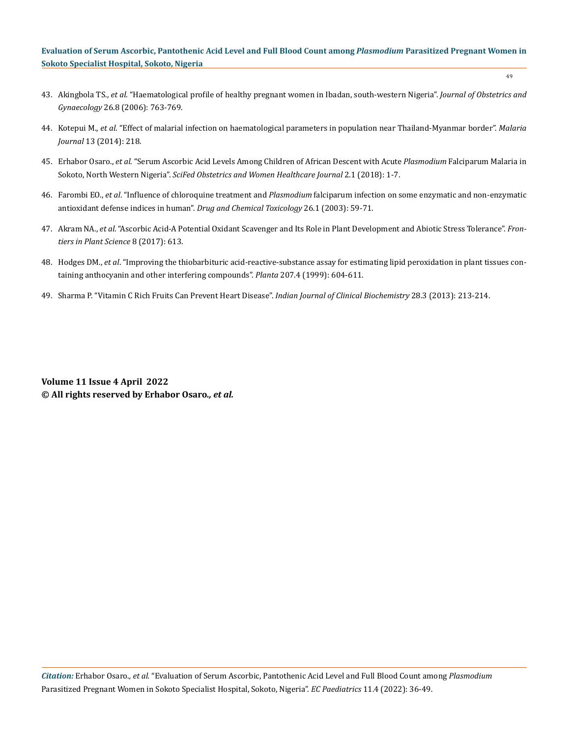43. Akingbola TS., *et al*. "Haematological profile of healthy pregnant women in Ibadan, south-western Nigeria". *Journal of Obstetrics and Gynaecology* 26.8 (2006): 763-769.

44. Kotepui M., *et al*. "Effect of malarial infection on haematological parameters in population near Thailand-Myanmar border". *Malaria Journal* 13 (2014): 218.

45. Erhabor Osaro., *et al*. "Serum Ascorbic Acid Levels Among Children of African Descent with Acute *Plasmodium* Falciparum Malaria in Sokoto, North Western Nigeria". *SciFed Obstetrics and Women Healthcare Journal* 2.1 (2018): 1-7.

46. Farombi EO., *et al*. "Influence of chloroquine treatment and *Plasmodium* falciparum infection on some enzymatic and non-enzymatic antioxidant defense indices in human". *Drug and Chemical Toxicology* 26.1 (2003): 59-71.

47. Akram NA., *et al*. "Ascorbic Acid-A Potential Oxidant Scavenger and Its Role in Plant Development and Abiotic Stress Tolerance". *Frontiers in Plant Science* 8 (2017): 613.

48. Hodges DM., *et al*. "Improving the thiobarbituric acid-reactive-substance assay for estimating lipid peroxidation in plant tissues containing anthocyanin and other interfering compounds". *Planta* 207.4 (1999): 604-611.

49. Sharma P. "Vitamin C Rich Fruits Can Prevent Heart Disease". *Indian Journal of Clinical Biochemistry* 28.3 (2013): 213-214.

**Volume 11 Issue 4 April 2022**
**© All rights reserved by Erhabor Osaro*., et al.***